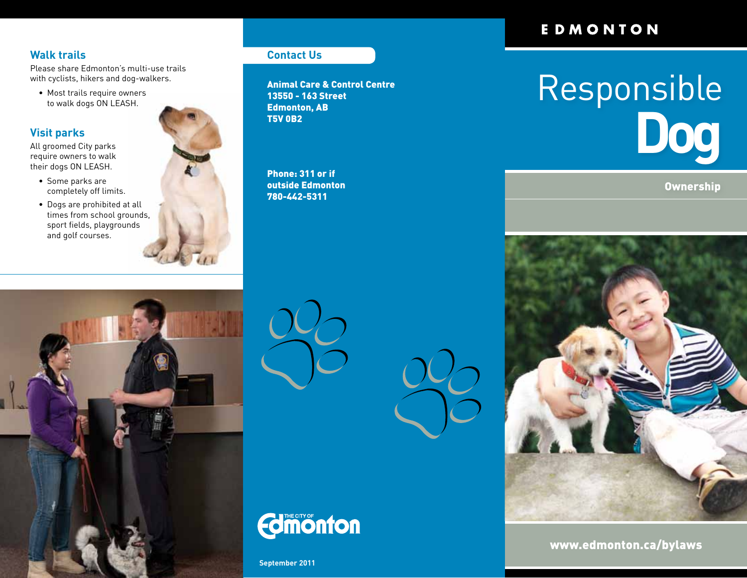## Walk trails

Please share Edmonton's multi-use trails with cyclists, hikers and dog-walkers.

- Most trails require owners to walk dogs ON LEASH.

## Visit parks

All groomed City parks require owners to walk their dogs ON LEASH.

- Some parks are completely off limits.
- Dogs are prohibited at all times from school grounds, sport fields, playgrounds and golf courses.

## Contact Us

**Animal Care & Control Centre**
**13550 - 163 Street**
**Edmonton, AB**
**T5V 0B2**

**Phone: 311 or if outside Edmonton 780-442-5311**

The City of Edmonton

September 2011

EDMONTON

# Responsible Dog

## Ownership

www.edmonton.ca/bylaws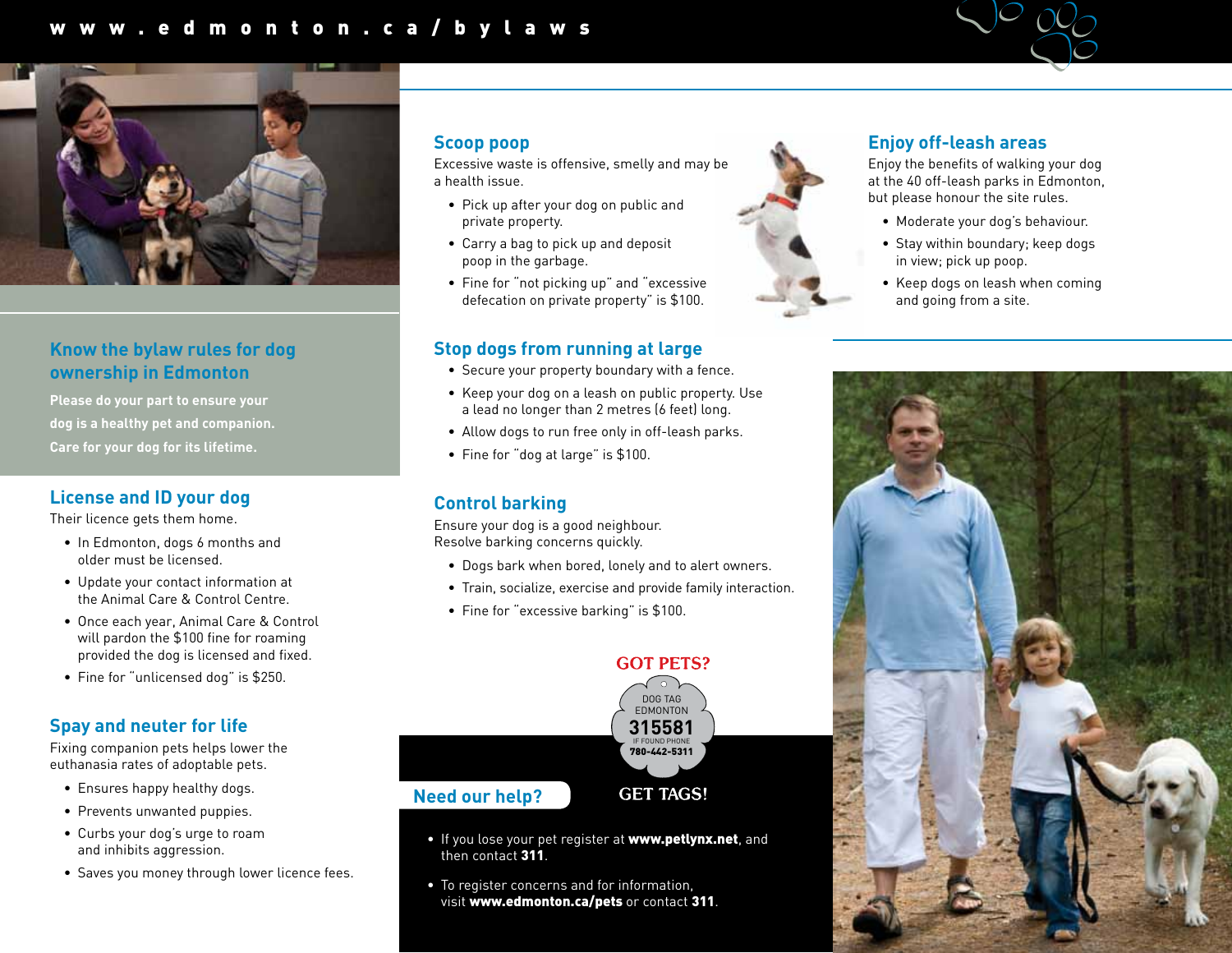www.edmonton.ca/bylaws

## Know the bylaw rules for dog ownership in Edmonton

**Please do your part to ensure your dog is a healthy pet and companion. Care for your dog for its lifetime.**

### License and ID your dog

Their licence gets them home.

- In Edmonton, dogs 6 months and older must be licensed.
- Update your contact information at the Animal Care & Control Centre.
- Once each year, Animal Care & Control will pardon the $100 fine for roaming provided the dog is licensed and fixed.
- Fine for "unlicensed dog" is $250.

### Spay and neuter for life

Fixing companion pets helps lower the euthanasia rates of adoptable pets.

- Ensures happy healthy dogs.
- Prevents unwanted puppies.
- Curbs your dog's urge to roam and inhibits aggression.
- Saves you money through lower licence fees.

### Scoop poop

Excessive waste is offensive, smelly and may be a health issue.

- Pick up after your dog on public and private property.
- Carry a bag to pick up and deposit poop in the garbage.
- Fine for "not picking up" and "excessive defecation on private property" is $100.

### Stop dogs from running at large

- Secure your property boundary with a fence.
- Keep your dog on a leash on public property. Use a lead no longer than 2 metres (6 feet) long.
- Allow dogs to run free only in off-leash parks.
- Fine for "dog at large" is $100.

### Control barking

Ensure your dog is a good neighbour.
Resolve barking concerns quickly.

- Dogs bark when bored, lonely and to alert owners.
- Train, socialize, exercise and provide family interaction.
- Fine for "excessive barking" is $100.

GOT PETS?

DOG TAG
EDMONTON
315581
IF FOUND PHONE
780-442-5311

GET TAGS!

### Need our help?

- If you lose your pet register at **www.petlynx.net**, and then contact **311**.
- To register concerns and for information, visit **www.edmonton.ca/pets** or contact **311**.

### Enjoy off-leash areas

Enjoy the benefits of walking your dog at the 40 off-leash parks in Edmonton, but please honour the site rules.

- Moderate your dog's behaviour.
- Stay within boundary; keep dogs in view; pick up poop.
- Keep dogs on leash when coming and going from a site.